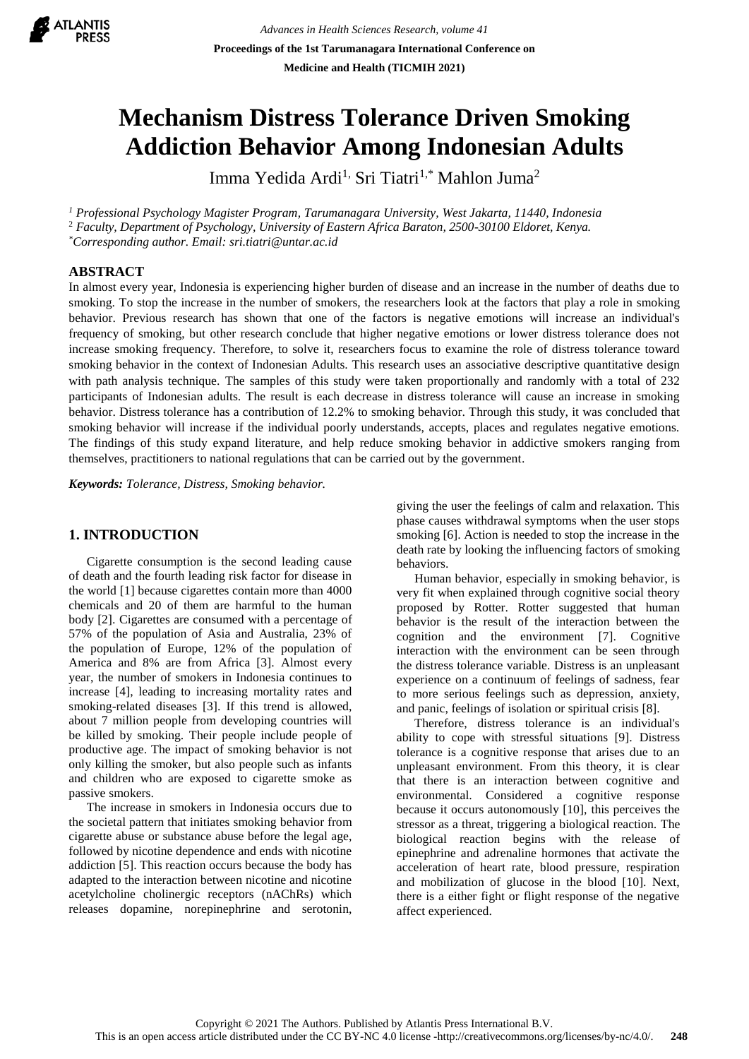# Mechanism Distress Tolerance Driven Smoking Addiction Behavior Among Indonesian Adults

Imma Yedida Ardi[1], Sri Tiatri[1,*] Mahlon Juma[2]

[1] *Professional Psychology Magister Program, Tarumanagara University, West Jakarta, 11440, Indonesia*
[2] *Faculty, Department of Psychology, University of Eastern Africa Baraton, 2500-30100 Eldoret, Kenya.*
[*] *Corresponding author. Email: sri.tiatri@untar.ac.id*

## ABSTRACT

In almost every year, Indonesia is experiencing higher burden of disease and an increase in the number of deaths due to smoking. To stop the increase in the number of smokers, the researchers look at the factors that play a role in smoking behavior. Previous research has shown that one of the factors is negative emotions will increase an individual's frequency of smoking, but other research conclude that higher negative emotions or lower distress tolerance does not increase smoking frequency. Therefore, to solve it, researchers focus to examine the role of distress tolerance toward smoking behavior in the context of Indonesian Adults. This research uses an associative descriptive quantitative design with path analysis technique. The samples of this study were taken proportionally and randomly with a total of 232 participants of Indonesian adults. The result is each decrease in distress tolerance will cause an increase in smoking behavior. Distress tolerance has a contribution of 12.2% to smoking behavior. Through this study, it was concluded that smoking behavior will increase if the individual poorly understands, accepts, places and regulates negative emotions. The findings of this study expand literature, and help reduce smoking behavior in addictive smokers ranging from themselves, practitioners to national regulations that can be carried out by the government.

***Keywords:*** *Tolerance, Distress, Smoking behavior.*

## 1. INTRODUCTION

Cigarette consumption is the second leading cause of death and the fourth leading risk factor for disease in the world [1] because cigarettes contain more than 4000 chemicals and 20 of them are harmful to the human body [2]. Cigarettes are consumed with a percentage of 57% of the population of Asia and Australia, 23% of the population of Europe, 12% of the population of America and 8% are from Africa [3]. Almost every year, the number of smokers in Indonesia continues to increase [4], leading to increasing mortality rates and smoking-related diseases [3]. If this trend is allowed, about 7 million people from developing countries will be killed by smoking. Their people include people of productive age. The impact of smoking behavior is not only killing the smoker, but also people such as infants and children who are exposed to cigarette smoke as passive smokers.

The increase in smokers in Indonesia occurs due to the societal pattern that initiates smoking behavior from cigarette abuse or substance abuse before the legal age, followed by nicotine dependence and ends with nicotine addiction [5]. This reaction occurs because the body has adapted to the interaction between nicotine and nicotine acetylcholine cholinergic receptors (nAChRs) which releases dopamine, norepinephrine and serotonin, giving the user the feelings of calm and relaxation. This phase causes withdrawal symptoms when the user stops smoking [6]. Action is needed to stop the increase in the death rate by looking the influencing factors of smoking behaviors.

Human behavior, especially in smoking behavior, is very fit when explained through cognitive social theory proposed by Rotter. Rotter suggested that human behavior is the result of the interaction between the cognition and the environment [7]. Cognitive interaction with the environment can be seen through the distress tolerance variable. Distress is an unpleasant experience on a continuum of feelings of sadness, fear to more serious feelings such as depression, anxiety, and panic, feelings of isolation or spiritual crisis [8].

Therefore, distress tolerance is an individual's ability to cope with stressful situations [9]. Distress tolerance is a cognitive response that arises due to an unpleasant environment. From this theory, it is clear that there is an interaction between cognitive and environmental. Considered a cognitive response because it occurs autonomously [10], this perceives the stressor as a threat, triggering a biological reaction. The biological reaction begins with the release of epinephrine and adrenaline hormones that activate the acceleration of heart rate, blood pressure, respiration and mobilization of glucose in the blood [10]. Next, there is a either fight or flight response of the negative affect experienced.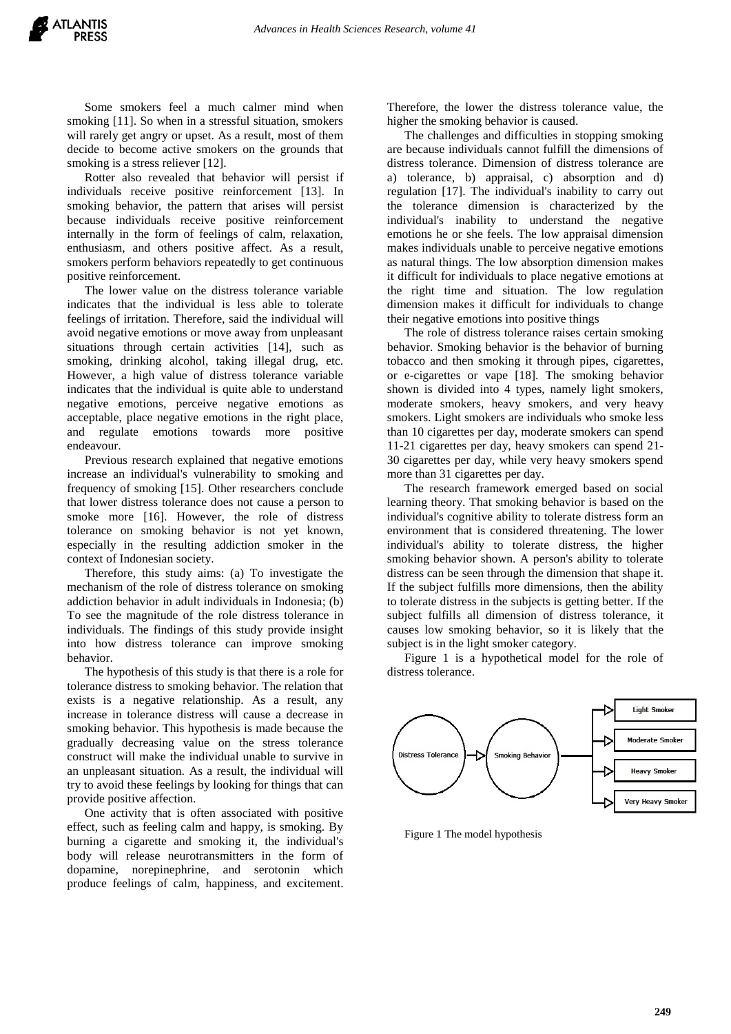Some smokers feel a much calmer mind when smoking [11]. So when in a stressful situation, smokers will rarely get angry or upset. As a result, most of them decide to become active smokers on the grounds that smoking is a stress reliever [12].

Rotter also revealed that behavior will persist if individuals receive positive reinforcement [13]. In smoking behavior, the pattern that arises will persist because individuals receive positive reinforcement internally in the form of feelings of calm, relaxation, enthusiasm, and others positive affect. As a result, smokers perform behaviors repeatedly to get continuous positive reinforcement.

The lower value on the distress tolerance variable indicates that the individual is less able to tolerate feelings of irritation. Therefore, said the individual will avoid negative emotions or move away from unpleasant situations through certain activities [14], such as smoking, drinking alcohol, taking illegal drug, etc. However, a high value of distress tolerance variable indicates that the individual is quite able to understand negative emotions, perceive negative emotions as acceptable, place negative emotions in the right place, and regulate emotions towards more positive endeavour.

Previous research explained that negative emotions increase an individual's vulnerability to smoking and frequency of smoking [15]. Other researchers conclude that lower distress tolerance does not cause a person to smoke more [16]. However, the role of distress tolerance on smoking behavior is not yet known, especially in the resulting addiction smoker in the context of Indonesian society.

Therefore, this study aims: (a) To investigate the mechanism of the role of distress tolerance on smoking addiction behavior in adult individuals in Indonesia; (b) To see the magnitude of the role distress tolerance in individuals. The findings of this study provide insight into how distress tolerance can improve smoking behavior.

The hypothesis of this study is that there is a role for tolerance distress to smoking behavior. The relation that exists is a negative relationship. As a result, any increase in tolerance distress will cause a decrease in smoking behavior. This hypothesis is made because the gradually decreasing value on the stress tolerance construct will make the individual unable to survive in an unpleasant situation. As a result, the individual will try to avoid these feelings by looking for things that can provide positive affection.

One activity that is often associated with positive effect, such as feeling calm and happy, is smoking. By burning a cigarette and smoking it, the individual's body will release neurotransmitters in the form of dopamine, norepinephrine, and serotonin which produce feelings of calm, happiness, and excitement. Therefore, the lower the distress tolerance value, the higher the smoking behavior is caused.

The challenges and difficulties in stopping smoking are because individuals cannot fulfill the dimensions of distress tolerance. Dimension of distress tolerance are a) tolerance, b) appraisal, c) absorption and d) regulation [17]. The individual's inability to carry out the tolerance dimension is characterized by the individual's inability to understand the negative emotions he or she feels. The low appraisal dimension makes individuals unable to perceive negative emotions as natural things. The low absorption dimension makes it difficult for individuals to place negative emotions at the right time and situation. The low regulation dimension makes it difficult for individuals to change their negative emotions into positive things

The role of distress tolerance raises certain smoking behavior. Smoking behavior is the behavior of burning tobacco and then smoking it through pipes, cigarettes, or e-cigarettes or vape [18]. The smoking behavior shown is divided into 4 types, namely light smokers, moderate smokers, heavy smokers, and very heavy smokers. Light smokers are individuals who smoke less than 10 cigarettes per day, moderate smokers can spend 11-21 cigarettes per day, heavy smokers can spend 21-30 cigarettes per day, while very heavy smokers spend more than 31 cigarettes per day.

The research framework emerged based on social learning theory. That smoking behavior is based on the individual's cognitive ability to tolerate distress form an environment that is considered threatening. The lower individual's ability to tolerate distress, the higher smoking behavior shown. A person's ability to tolerate distress can be seen through the dimension that shape it. If the subject fulfills more dimensions, then the ability to tolerate distress in the subjects is getting better. If the subject fulfills all dimension of distress tolerance, it causes low smoking behavior, so it is likely that the subject is in the light smoker category.

Figure 1 is a hypothetical model for the role of distress tolerance.

Figure 1 The model hypothesis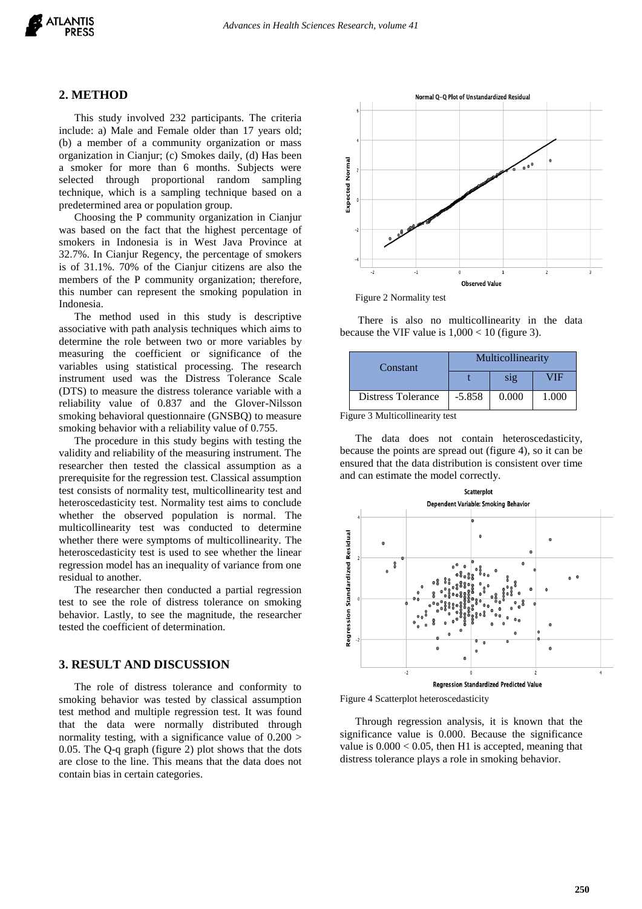## 2. METHOD

This study involved 232 participants. The criteria include: a) Male and Female older than 17 years old; (b) a member of a community organization or mass organization in Cianjur; (c) Smokes daily, (d) Has been a smoker for more than 6 months. Subjects were selected through proportional random sampling technique, which is a sampling technique based on a predetermined area or population group.

Choosing the P community organization in Cianjur was based on the fact that the highest percentage of smokers in Indonesia is in West Java Province at 32.7%. In Cianjur Regency, the percentage of smokers is of 31.1%. 70% of the Cianjur citizens are also the members of the P community organization; therefore, this number can represent the smoking population in Indonesia.

The method used in this study is descriptive associative with path analysis techniques which aims to determine the role between two or more variables by measuring the coefficient or significance of the variables using statistical processing. The research instrument used was the Distress Tolerance Scale (DTS) to measure the distress tolerance variable with a reliability value of 0.837 and the Glover-Nilsson smoking behavioral questionnaire (GNSBQ) to measure smoking behavior with a reliability value of 0.755.

The procedure in this study begins with testing the validity and reliability of the measuring instrument. The researcher then tested the classical assumption as a prerequisite for the regression test. Classical assumption test consists of normality test, multicollinearity test and heteroscedasticity test. Normality test aims to conclude whether the observed population is normal. The multicollinearity test was conducted to determine whether there were symptoms of multicollinearity. The heteroscedasticity test is used to see whether the linear regression model has an inequality of variance from one residual to another.

The researcher then conducted a partial regression test to see the role of distress tolerance on smoking behavior. Lastly, to see the magnitude, the researcher tested the coefficient of determination.

## 3. RESULT AND DISCUSSION

The role of distress tolerance and conformity to smoking behavior was tested by classical assumption test method and multiple regression test. It was found that the data were normally distributed through normality testing, with a significance value of $0.200 > 0.05$. The Q-q graph (figure 2) plot shows that the dots are close to the line. This means that the data does not contain bias in certain categories.

Figure 2 Normality test

There is also no multicollinearity in the data because the VIF value is $1{,}000 < 10$ (figure 3).

| Constant | Multicollinearity | | |
|---|---|---|---|
| | t | sig | VIF |
| Distress Tolerance | -5.858 | 0.000 | 1.000 |

Figure 3 Multicollinearity test

The data does not contain heteroscedasticity, because the points are spread out (figure 4), so it can be ensured that the data distribution is consistent over time and can estimate the model correctly.

Figure 4 Scatterplot heteroscedasticity

Through regression analysis, it is known that the significance value is 0.000. Because the significance value is $0.000 < 0.05$, then H1 is accepted, meaning that distress tolerance plays a role in smoking behavior.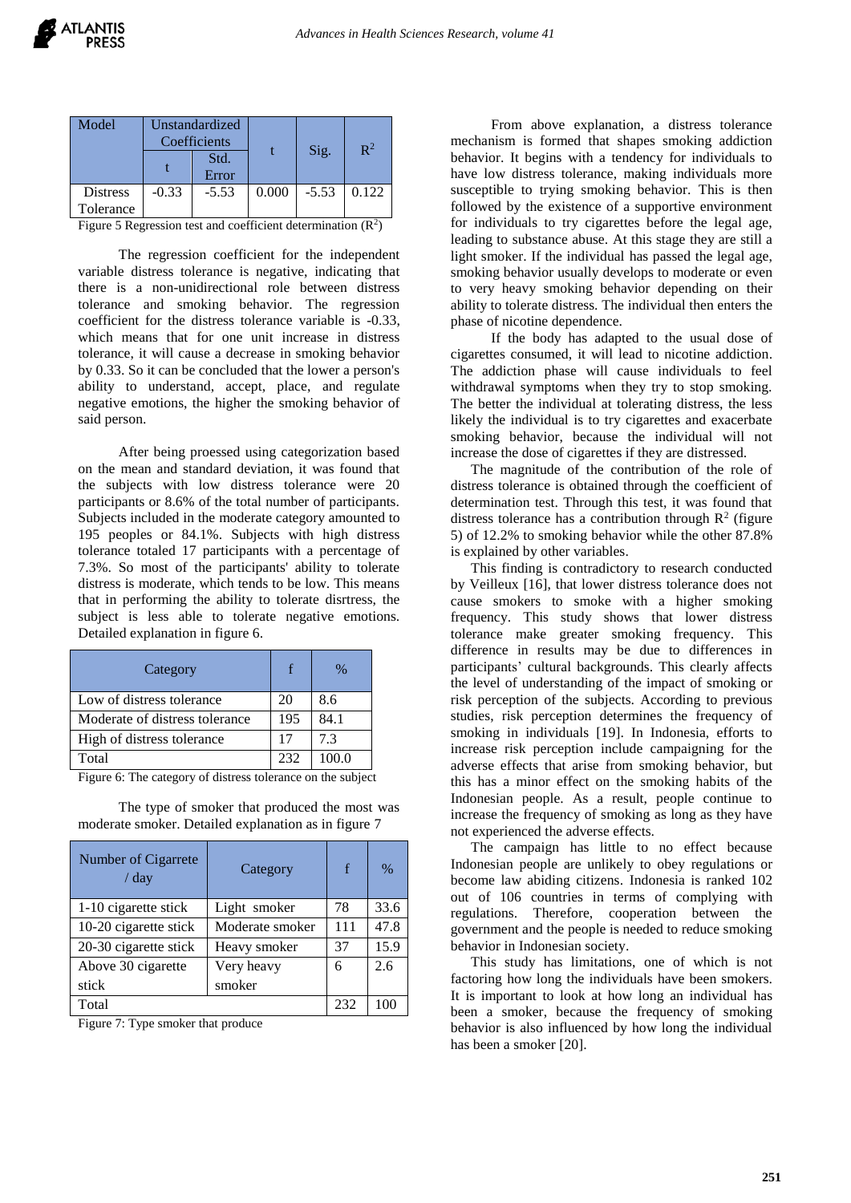| Model | Unstandardized Coefficients | | t | Sig. | $R^2$ |
|---|---|---|---|---|---|
| | t | Std. Error | | | |
| Distress Tolerance | -0.33 | -5.53 | 0.000 | -5.53 | 0.122 |

Figure 5 Regression test and coefficient determination ($R^2$)

The regression coefficient for the independent variable distress tolerance is negative, indicating that there is a non-unidirectional role between distress tolerance and smoking behavior. The regression coefficient for the distress tolerance variable is -0.33, which means that for one unit increase in distress tolerance, it will cause a decrease in smoking behavior by 0.33. So it can be concluded that the lower a person's ability to understand, accept, place, and regulate negative emotions, the higher the smoking behavior of said person.

After being proessed using categorization based on the mean and standard deviation, it was found that the subjects with low distress tolerance were 20 participants or 8.6% of the total number of participants. Subjects included in the moderate category amounted to 195 peoples or 84.1%. Subjects with high distress tolerance totaled 17 participants with a percentage of 7.3%. So most of the participants' ability to tolerate distress is moderate, which tends to be low. This means that in performing the ability to tolerate disrtress, the subject is less able to tolerate negative emotions. Detailed explanation in figure 6.

| Category | f | % |
|---|---|---|
| Low of distress tolerance | 20 | 8.6 |
| Moderate of distress tolerance | 195 | 84.1 |
| High of distress tolerance | 17 | 7.3 |
| Total | 232 | 100.0 |

Figure 6: The category of distress tolerance on the subject

The type of smoker that produced the most was moderate smoker. Detailed explanation as in figure 7

| Number of Cigarrete / day | Category | f | % |
|---|---|---|---|
| 1-10 cigarette stick | Light smoker | 78 | 33.6 |
| 10-20 cigarette stick | Moderate smoker | 111 | 47.8 |
| 20-30 cigarette stick | Heavy smoker | 37 | 15.9 |
| Above 30 cigarette stick | Very heavy smoker | 6 | 2.6 |
| Total | | 232 | 100 |

Figure 7: Type smoker that produce

From above explanation, a distress tolerance mechanism is formed that shapes smoking addiction behavior. It begins with a tendency for individuals to have low distress tolerance, making individuals more susceptible to trying smoking behavior. This is then followed by the existence of a supportive environment for individuals to try cigarettes before the legal age, leading to substance abuse. At this stage they are still a light smoker. If the individual has passed the legal age, smoking behavior usually develops to moderate or even to very heavy smoking behavior depending on their ability to tolerate distress. The individual then enters the phase of nicotine dependence.

If the body has adapted to the usual dose of cigarettes consumed, it will lead to nicotine addiction. The addiction phase will cause individuals to feel withdrawal symptoms when they try to stop smoking. The better the individual at tolerating distress, the less likely the individual is to try cigarettes and exacerbate smoking behavior, because the individual will not increase the dose of cigarettes if they are distressed.

The magnitude of the contribution of the role of distress tolerance is obtained through the coefficient of determination test. Through this test, it was found that distress tolerance has a contribution through $R^2$ (figure 5) of 12.2% to smoking behavior while the other 87.8% is explained by other variables.

This finding is contradictory to research conducted by Veilleux [16], that lower distress tolerance does not cause smokers to smoke with a higher smoking frequency. This study shows that lower distress tolerance make greater smoking frequency. This difference in results may be due to differences in participants' cultural backgrounds. This clearly affects the level of understanding of the impact of smoking or risk perception of the subjects. According to previous studies, risk perception determines the frequency of smoking in individuals [19]. In Indonesia, efforts to increase risk perception include campaigning for the adverse effects that arise from smoking behavior, but this has a minor effect on the smoking habits of the Indonesian people. As a result, people continue to increase the frequency of smoking as long as they have not experienced the adverse effects.

The campaign has little to no effect because Indonesian people are unlikely to obey regulations or become law abiding citizens. Indonesia is ranked 102 out of 106 countries in terms of complying with regulations. Therefore, cooperation between the government and the people is needed to reduce smoking behavior in Indonesian society.

This study has limitations, one of which is not factoring how long the individuals have been smokers. It is important to look at how long an individual has been a smoker, because the frequency of smoking behavior is also influenced by how long the individual has been a smoker [20].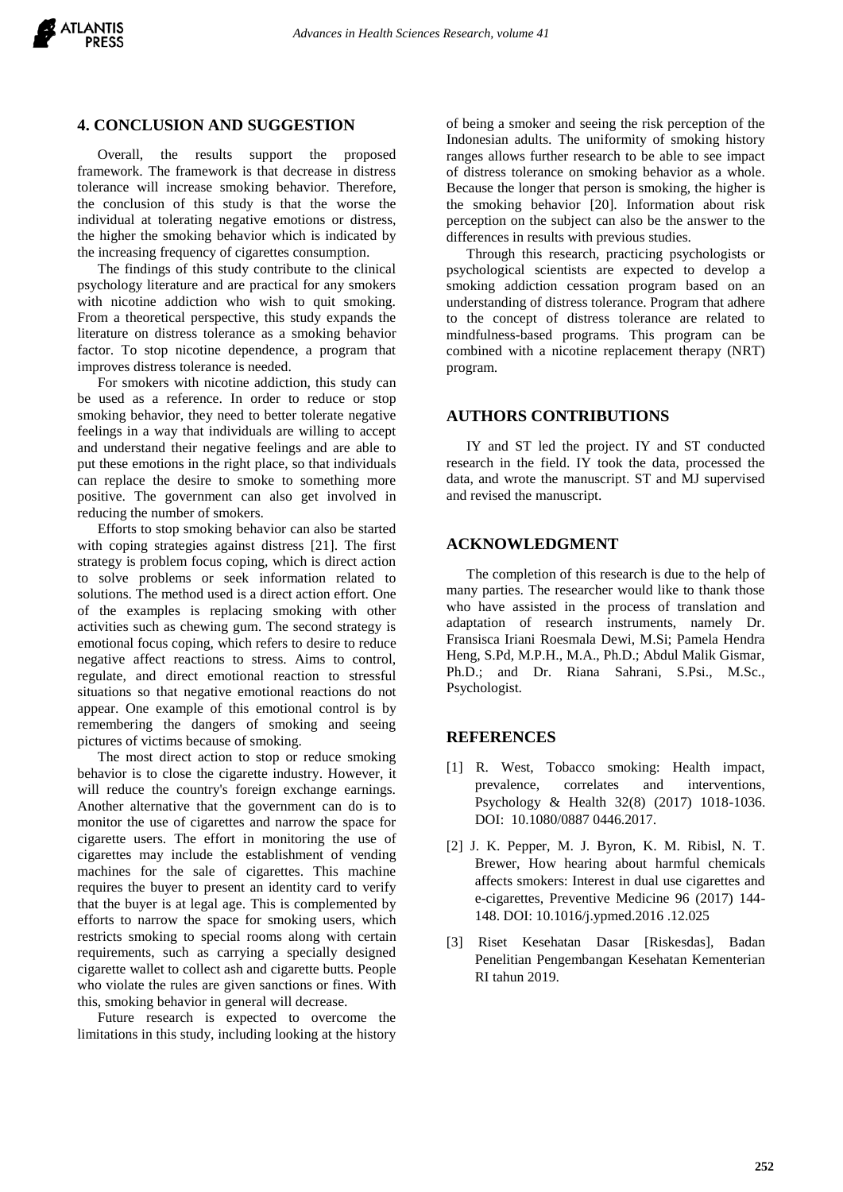## 4. CONCLUSION AND SUGGESTION

Overall, the results support the proposed framework. The framework is that decrease in distress tolerance will increase smoking behavior. Therefore, the conclusion of this study is that the worse the individual at tolerating negative emotions or distress, the higher the smoking behavior which is indicated by the increasing frequency of cigarettes consumption.

The findings of this study contribute to the clinical psychology literature and are practical for any smokers with nicotine addiction who wish to quit smoking. From a theoretical perspective, this study expands the literature on distress tolerance as a smoking behavior factor. To stop nicotine dependence, a program that improves distress tolerance is needed.

For smokers with nicotine addiction, this study can be used as a reference. In order to reduce or stop smoking behavior, they need to better tolerate negative feelings in a way that individuals are willing to accept and understand their negative feelings and are able to put these emotions in the right place, so that individuals can replace the desire to smoke to something more positive. The government can also get involved in reducing the number of smokers.

Efforts to stop smoking behavior can also be started with coping strategies against distress [21]. The first strategy is problem focus coping, which is direct action to solve problems or seek information related to solutions. The method used is a direct action effort. One of the examples is replacing smoking with other activities such as chewing gum. The second strategy is emotional focus coping, which refers to desire to reduce negative affect reactions to stress. Aims to control, regulate, and direct emotional reaction to stressful situations so that negative emotional reactions do not appear. One example of this emotional control is by remembering the dangers of smoking and seeing pictures of victims because of smoking.

The most direct action to stop or reduce smoking behavior is to close the cigarette industry. However, it will reduce the country's foreign exchange earnings. Another alternative that the government can do is to monitor the use of cigarettes and narrow the space for cigarette users. The effort in monitoring the use of cigarettes may include the establishment of vending machines for the sale of cigarettes. This machine requires the buyer to present an identity card to verify that the buyer is at legal age. This is complemented by efforts to narrow the space for smoking users, which restricts smoking to special rooms along with certain requirements, such as carrying a specially designed cigarette wallet to collect ash and cigarette butts. People who violate the rules are given sanctions or fines. With this, smoking behavior in general will decrease.

Future research is expected to overcome the limitations in this study, including looking at the history of being a smoker and seeing the risk perception of the Indonesian adults. The uniformity of smoking history ranges allows further research to be able to see impact of distress tolerance on smoking behavior as a whole. Because the longer that person is smoking, the higher is the smoking behavior [20]. Information about risk perception on the subject can also be the answer to the differences in results with previous studies.

Through this research, practicing psychologists or psychological scientists are expected to develop a smoking addiction cessation program based on an understanding of distress tolerance. Program that adhere to the concept of distress tolerance are related to mindfulness-based programs. This program can be combined with a nicotine replacement therapy (NRT) program.

## AUTHORS CONTRIBUTIONS

IY and ST led the project. IY and ST conducted research in the field. IY took the data, processed the data, and wrote the manuscript. ST and MJ supervised and revised the manuscript.

## ACKNOWLEDGMENT

The completion of this research is due to the help of many parties. The researcher would like to thank those who have assisted in the process of translation and adaptation of research instruments, namely Dr. Fransisca Iriani Roesmala Dewi, M.Si; Pamela Hendra Heng, S.Pd, M.P.H., M.A., Ph.D.; Abdul Malik Gismar, Ph.D.; and Dr. Riana Sahrani, S.Psi., M.Sc., Psychologist.

## REFERENCES

[1] R. West, Tobacco smoking: Health impact, prevalence, correlates and interventions, Psychology & Health 32(8) (2017) 1018-1036. DOI: 10.1080/0887 0446.2017.

[2] J. K. Pepper, M. J. Byron, K. M. Ribisl, N. T. Brewer, How hearing about harmful chemicals affects smokers: Interest in dual use cigarettes and e-cigarettes, Preventive Medicine 96 (2017) 144-148. DOI: 10.1016/j.ypmed.2016 .12.025

[3] Riset Kesehatan Dasar [Riskesdas], Badan Penelitian Pengembangan Kesehatan Kementerian RI tahun 2019.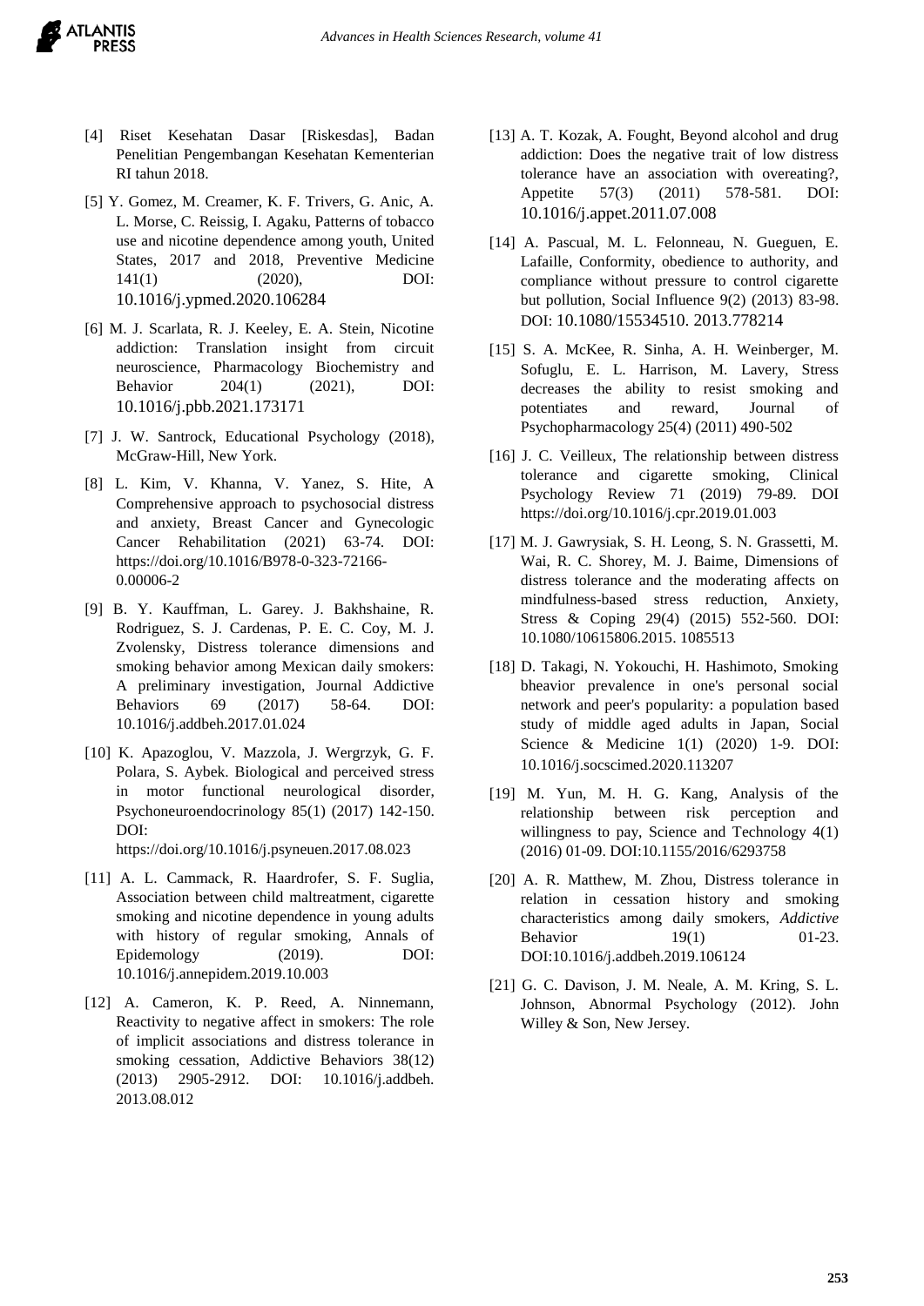[4] Riset Kesehatan Dasar [Riskesdas], Badan Penelitian Pengembangan Kesehatan Kementerian RI tahun 2018.

[5] Y. Gomez, M. Creamer, K. F. Trivers, G. Anic, A. L. Morse, C. Reissig, I. Agaku, Patterns of tobacco use and nicotine dependence among youth, United States, 2017 and 2018, Preventive Medicine 141(1) (2020), DOI: 10.1016/j.ypmed.2020.106284

[6] M. J. Scarlata, R. J. Keeley, E. A. Stein, Nicotine addiction: Translation insight from circuit neuroscience, Pharmacology Biochemistry and Behavior 204(1) (2021), DOI: 10.1016/j.pbb.2021.173171

[7] J. W. Santrock, Educational Psychology (2018), McGraw-Hill, New York.

[8] L. Kim, V. Khanna, V. Yanez, S. Hite, A Comprehensive approach to psychosocial distress and anxiety, Breast Cancer and Gynecologic Cancer Rehabilitation (2021) 63-74. DOI: https://doi.org/10.1016/B978-0-323-72166-0.00006-2

[9] B. Y. Kauffman, L. Garey. J. Bakhshaine, R. Rodriguez, S. J. Cardenas, P. E. C. Coy, M. J. Zvolensky, Distress tolerance dimensions and smoking behavior among Mexican daily smokers: A preliminary investigation, Journal Addictive Behaviors 69 (2017) 58-64. DOI: 10.1016/j.addbeh.2017.01.024

[10] K. Apazoglou, V. Mazzola, J. Wergrzyk, G. F. Polara, S. Aybek. Biological and perceived stress in motor functional neurological disorder, Psychoneuroendocrinology 85(1) (2017) 142-150. DOI: https://doi.org/10.1016/j.psyneuen.2017.08.023

[11] A. L. Cammack, R. Haardrofer, S. F. Suglia, Association between child maltreatment, cigarette smoking and nicotine dependence in young adults with history of regular smoking, Annals of Epidemology (2019). DOI: 10.1016/j.annepidem.2019.10.003

[12] A. Cameron, K. P. Reed, A. Ninnemann, Reactivity to negative affect in smokers: The role of implicit associations and distress tolerance in smoking cessation, Addictive Behaviors 38(12) (2013) 2905-2912. DOI: 10.1016/j.addbeh. 2013.08.012

[13] A. T. Kozak, A. Fought, Beyond alcohol and drug addiction: Does the negative trait of low distress tolerance have an association with overeating?, Appetite 57(3) (2011) 578-581. DOI: 10.1016/j.appet.2011.07.008

[14] A. Pascual, M. L. Felonneau, N. Gueguen, E. Lafaille, Conformity, obedience to authority, and compliance without pressure to control cigarette but pollution, Social Influence 9(2) (2013) 83-98. DOI: 10.1080/15534510. 2013.778214

[15] S. A. McKee, R. Sinha, A. H. Weinberger, M. Sofuglu, E. L. Harrison, M. Lavery, Stress decreases the ability to resist smoking and potentiates and reward, Journal of Psychopharmacology 25(4) (2011) 490-502

[16] J. C. Veilleux, The relationship between distress tolerance and cigarette smoking, Clinical Psychology Review 71 (2019) 79-89. DOI https://doi.org/10.1016/j.cpr.2019.01.003

[17] M. J. Gawrysiak, S. H. Leong, S. N. Grassetti, M. Wai, R. C. Shorey, M. J. Baime, Dimensions of distress tolerance and the moderating affects on mindfulness-based stress reduction, Anxiety, Stress & Coping 29(4) (2015) 552-560. DOI: 10.1080/10615806.2015. 1085513

[18] D. Takagi, N. Yokouchi, H. Hashimoto, Smoking bheavior prevalence in one's personal social network and peer's popularity: a population based study of middle aged adults in Japan, Social Science & Medicine 1(1) (2020) 1-9. DOI: 10.1016/j.socscimed.2020.113207

[19] M. Yun, M. H. G. Kang, Analysis of the relationship between risk perception and willingness to pay, Science and Technology 4(1) (2016) 01-09. DOI:10.1155/2016/6293758

[20] A. R. Matthew, M. Zhou, Distress tolerance in relation in cessation history and smoking characteristics among daily smokers, *Addictive* Behavior 19(1) 01-23. DOI:10.1016/j.addbeh.2019.106124

[21] G. C. Davison, J. M. Neale, A. M. Kring, S. L. Johnson, Abnormal Psychology (2012). John Willey & Son, New Jersey.